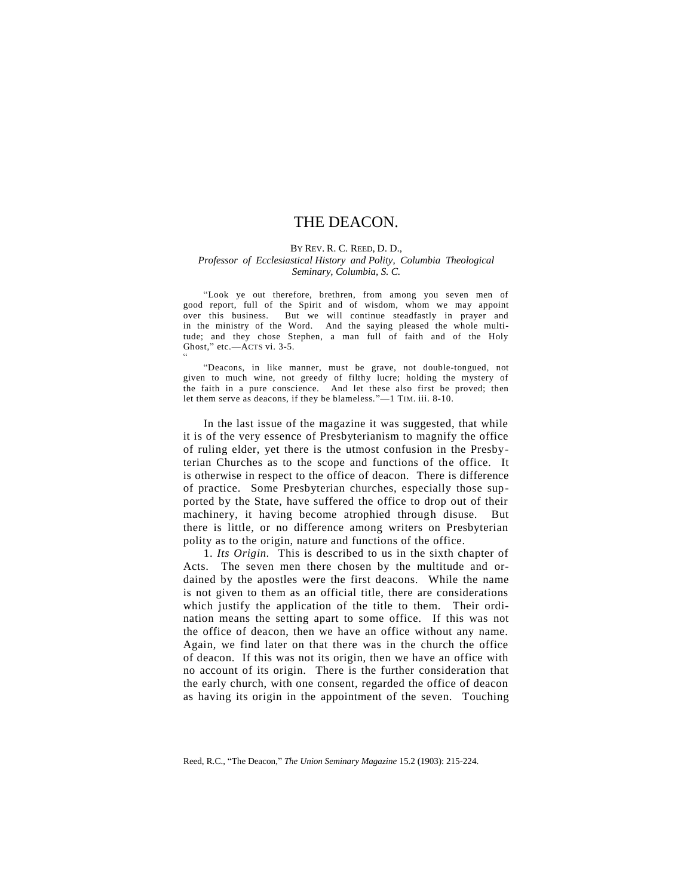# THE DEACON.

BY REV. R. C. REED, D. D.,
*Professor of Ecclesiastical History and Polity, Columbia Theological Seminary, Columbia, S. C.*

"Look ye out therefore, brethren, from among you seven men of good report, full of the Spirit and of wisdom, whom we may appoint over this business. But we will continue steadfastly in prayer and in the ministry of the Word. And the saying pleased the whole multitude; and they chose Stephen, a man full of faith and of the Holy Ghost," etc.—ACTS vi. 3-5.

"Deacons, in like manner, must be grave, not double-tongued, not given to much wine, not greedy of filthy lucre; holding the mystery of the faith in a pure conscience. And let these also first be proved; then let them serve as deacons, if they be blameless."—1 TIM. iii. 8-10.

In the last issue of the magazine it was suggested, that while it is of the very essence of Presbyterianism to magnify the office of ruling elder, yet there is the utmost confusion in the Presbyterian Churches as to the scope and functions of the office. It is otherwise in respect to the office of deacon. There is difference of practice. Some Presbyterian churches, especially those supported by the State, have suffered the office to drop out of their machinery, it having become atrophied through disuse. But there is little, or no difference among writers on Presbyterian polity as to the origin, nature and functions of the office.

1. *Its Origin.* This is described to us in the sixth chapter of Acts. The seven men there chosen by the multitude and ordained by the apostles were the first deacons. While the name is not given to them as an official title, there are considerations which justify the application of the title to them. Their ordination means the setting apart to some office. If this was not the office of deacon, then we have an office without any name. Again, we find later on that there was in the church the office of deacon. If this was not its origin, then we have an office with no account of its origin. There is the further consideration that the early church, with one consent, regarded the office of deacon as having its origin in the appointment of the seven. Touching

Reed, R.C., "The Deacon," *The Union Seminary Magazine* 15.2 (1903): 215-224.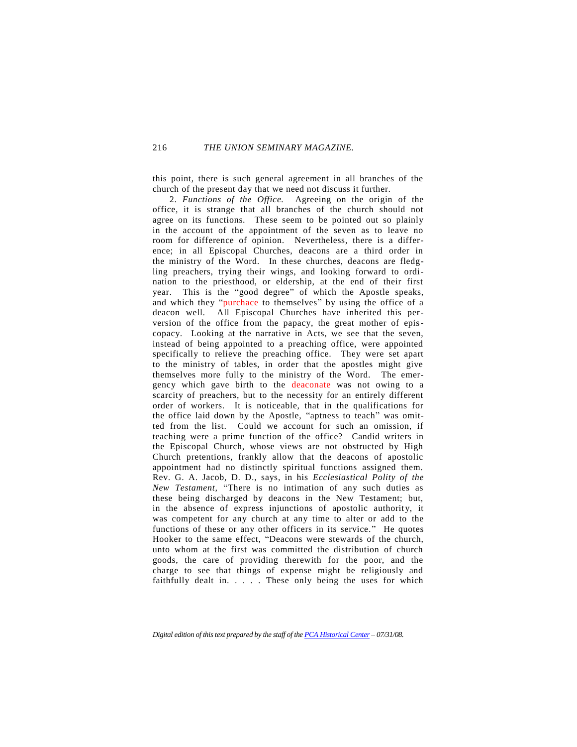this point, there is such general agreement in all branches of the church of the present day that we need not discuss it further.

2. *Functions of the Office.* Agreeing on the origin of the office, it is strange that all branches of the church should not agree on its functions. These seem to be pointed out so plainly in the account of the appointment of the seven as to leave no room for difference of opinion. Nevertheless, there is a difference; in all Episcopal Churches, deacons are a third order in the ministry of the Word. In these churches, deacons are fledgling preachers, trying their wings, and looking forward to ordination to the priesthood, or eldership, at the end of their first year. This is the "good degree" of which the Apostle speaks, and which they "purchace to themselves" by using the office of a deacon well. All Episcopal Churches have inherited this perversion of the office from the papacy, the great mother of episcopacy. Looking at the narrative in Acts, we see that the seven, instead of being appointed to a preaching office, were appointed specifically to relieve the preaching office. They were set apart to the ministry of tables, in order that the apostles might give themselves more fully to the ministry of the Word. The emergency which gave birth to the deaconate was not owing to a scarcity of preachers, but to the necessity for an entirely different order of workers. It is noticeable, that in the qualifications for the office laid down by the Apostle, "aptness to teach" was omitted from the list. Could we account for such an omission, if teaching were a prime function of the office? Candid writers in the Episcopal Church, whose views are not obstructed by High Church pretentions, frankly allow that the deacons of apostolic appointment had no distinctly spiritual functions assigned them. Rev. G. A. Jacob, D. D., says, in his *Ecclesiastical Polity of the New Testament,* "There is no intimation of any such duties as these being discharged by deacons in the New Testament; but, in the absence of express injunctions of apostolic authority, it was competent for any church at any time to alter or add to the functions of these or any other officers in its service." He quotes Hooker to the same effect, "Deacons were stewards of the church, unto whom at the first was committed the distribution of church goods, the care of providing therewith for the poor, and the charge to see that things of expense might be religiously and faithfully dealt in. . . . . These only being the uses for which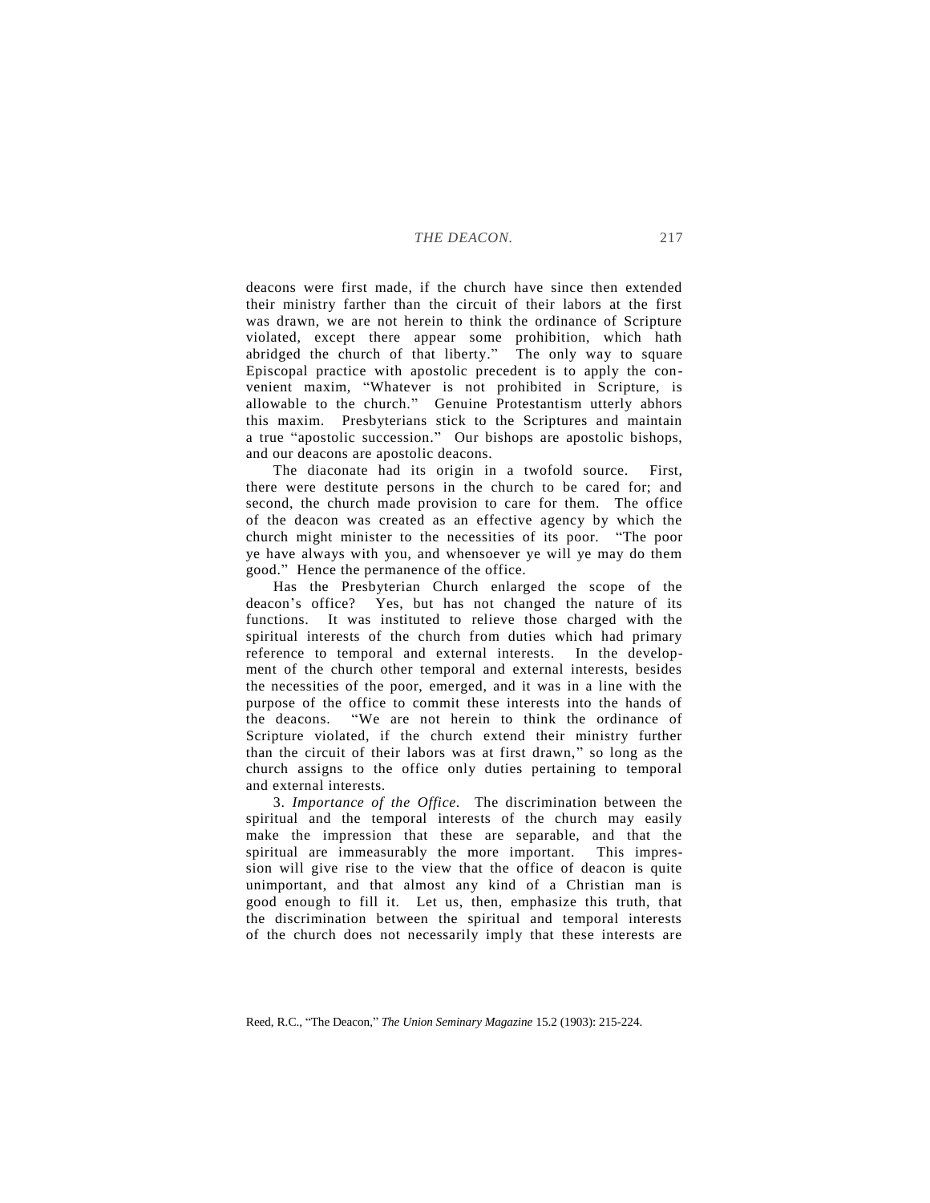deacons were first made, if the church have since then extended their ministry farther than the circuit of their labors at the first was drawn, we are not herein to think the ordinance of Scripture violated, except there appear some prohibition, which hath abridged the church of that liberty." The only way to square Episcopal practice with apostolic precedent is to apply the convenient maxim, "Whatever is not prohibited in Scripture, is allowable to the church." Genuine Protestantism utterly abhors this maxim. Presbyterians stick to the Scriptures and maintain a true "apostolic succession." Our bishops are apostolic bishops, and our deacons are apostolic deacons.

The diaconate had its origin in a twofold source. First, there were destitute persons in the church to be cared for; and second, the church made provision to care for them. The office of the deacon was created as an effective agency by which the church might minister to the necessities of its poor. "The poor ye have always with you, and whensoever ye will ye may do them good." Hence the permanence of the office.

Has the Presbyterian Church enlarged the scope of the deacon's office? Yes, but has not changed the nature of its functions. It was instituted to relieve those charged with the spiritual interests of the church from duties which had primary reference to temporal and external interests. In the development of the church other temporal and external interests, besides the necessities of the poor, emerged, and it was in a line with the purpose of the office to commit these interests into the hands of the deacons. "We are not herein to think the ordinance of Scripture violated, if the church extend their ministry further than the circuit of their labors was at first drawn," so long as the church assigns to the office only duties pertaining to temporal and external interests.

3. *Importance of the Office*. The discrimination between the spiritual and the temporal interests of the church may easily make the impression that these are separable, and that the spiritual are immeasurably the more important. This impression will give rise to the view that the office of deacon is quite unimportant, and that almost any kind of a Christian man is good enough to fill it. Let us, then, emphasize this truth, that the discrimination between the spiritual and temporal interests of the church does not necessarily imply that these interests are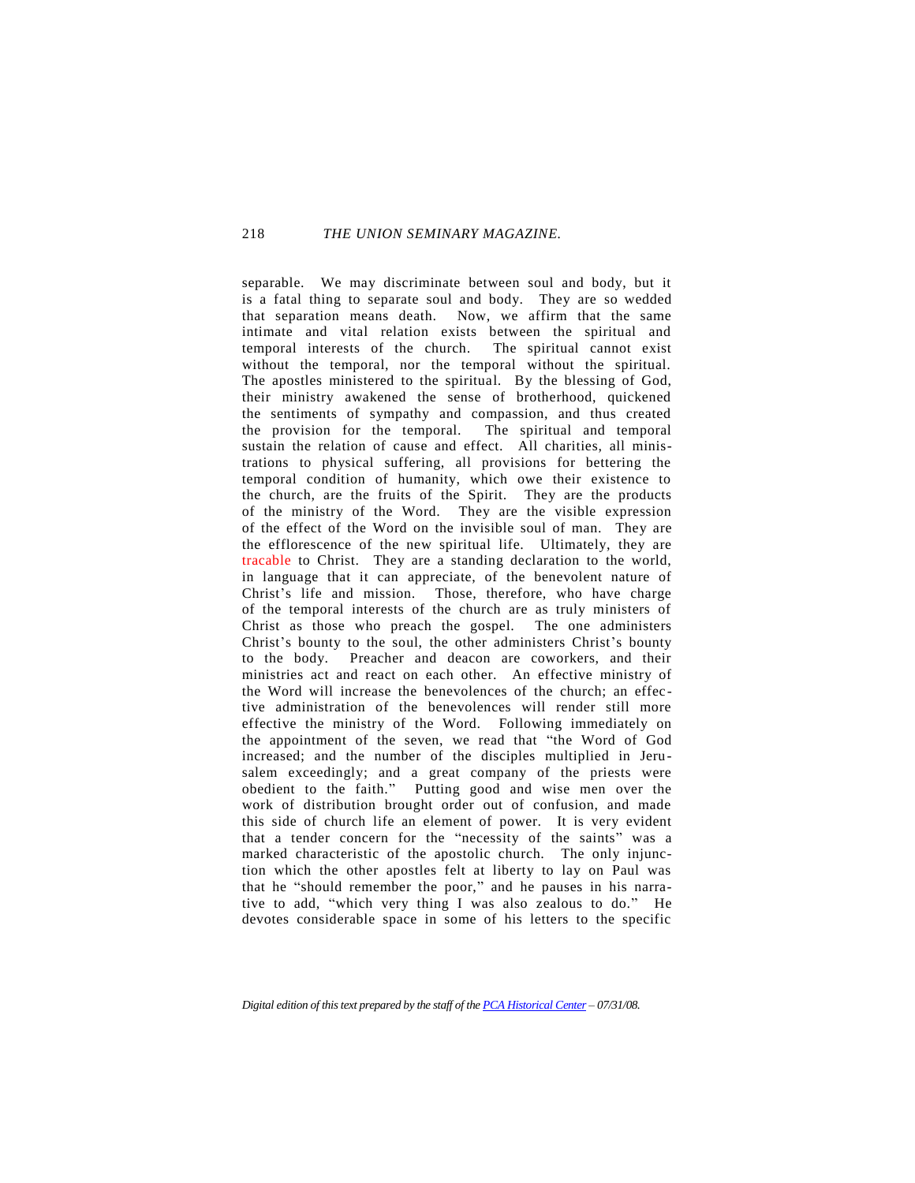separable. We may discriminate between soul and body, but it is a fatal thing to separate soul and body. They are so wedded that separation means death. Now, we affirm that the same intimate and vital relation exists between the spiritual and temporal interests of the church. The spiritual cannot exist without the temporal, nor the temporal without the spiritual. The apostles ministered to the spiritual. By the blessing of God, their ministry awakened the sense of brotherhood, quickened the sentiments of sympathy and compassion, and thus created the provision for the temporal. The spiritual and temporal sustain the relation of cause and effect. All charities, all ministrations to physical suffering, all provisions for bettering the temporal condition of humanity, which owe their existence to the church, are the fruits of the Spirit. They are the products of the ministry of the Word. They are the visible expression of the effect of the Word on the invisible soul of man. They are the efflorescence of the new spiritual life. Ultimately, they are tracable to Christ. They are a standing declaration to the world, in language that it can appreciate, of the benevolent nature of Christ's life and mission. Those, therefore, who have charge of the temporal interests of the church are as truly ministers of Christ as those who preach the gospel. The one administers Christ's bounty to the soul, the other administers Christ's bounty to the body. Preacher and deacon are coworkers, and their ministries act and react on each other. An effective ministry of the Word will increase the benevolences of the church; an effective administration of the benevolences will render still more effective the ministry of the Word. Following immediately on the appointment of the seven, we read that "the Word of God increased; and the number of the disciples multiplied in Jerusalem exceedingly; and a great company of the priests were obedient to the faith." Putting good and wise men over the work of distribution brought order out of confusion, and made this side of church life an element of power. It is very evident that a tender concern for the "necessity of the saints" was a marked characteristic of the apostolic church. The only injunction which the other apostles felt at liberty to lay on Paul was that he "should remember the poor," and he pauses in his narrative to add, "which very thing I was also zealous to do." He devotes considerable space in some of his letters to the specific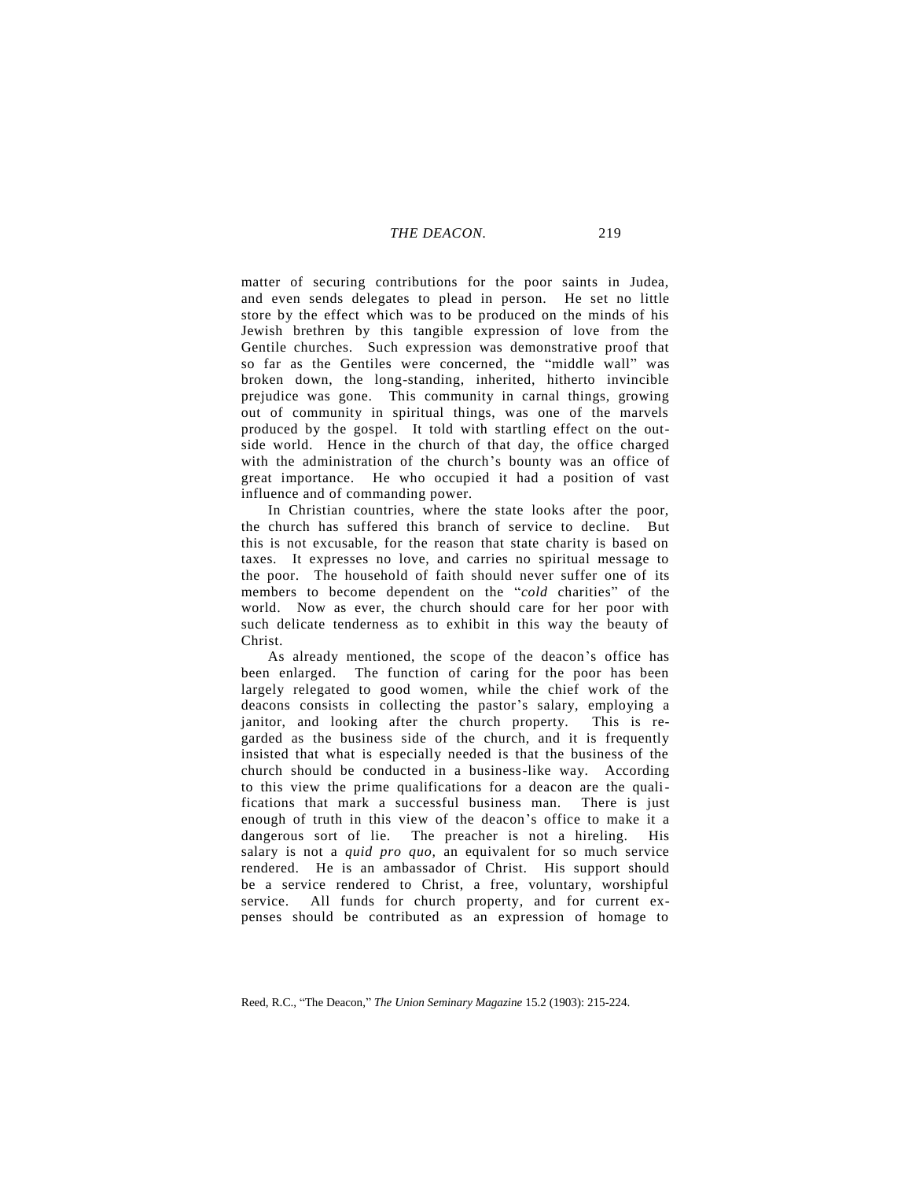matter of securing contributions for the poor saints in Judea, and even sends delegates to plead in person. He set no little store by the effect which was to be produced on the minds of his Jewish brethren by this tangible expression of love from the Gentile churches. Such expression was demonstrative proof that so far as the Gentiles were concerned, the "middle wall" was broken down, the long-standing, inherited, hitherto invincible prejudice was gone. This community in carnal things, growing out of community in spiritual things, was one of the marvels produced by the gospel. It told with startling effect on the outside world. Hence in the church of that day, the office charged with the administration of the church's bounty was an office of great importance. He who occupied it had a position of vast influence and of commanding power.

In Christian countries, where the state looks after the poor, the church has suffered this branch of service to decline. But this is not excusable, for the reason that state charity is based on taxes. It expresses no love, and carries no spiritual message to the poor. The household of faith should never suffer one of its members to become dependent on the "*cold* charities" of the world. Now as ever, the church should care for her poor with such delicate tenderness as to exhibit in this way the beauty of Christ.

As already mentioned, the scope of the deacon's office has been enlarged. The function of caring for the poor has been largely relegated to good women, while the chief work of the deacons consists in collecting the pastor's salary, employing a janitor, and looking after the church property. This is regarded as the business side of the church, and it is frequently insisted that what is especially needed is that the business of the church should be conducted in a business-like way. According to this view the prime qualifications for a deacon are the qualifications that mark a successful business man. There is just enough of truth in this view of the deacon's office to make it a dangerous sort of lie. The preacher is not a hireling. His salary is not a *quid pro quo,* an equivalent for so much service rendered. He is an ambassador of Christ. His support should be a service rendered to Christ, a free, voluntary, worshipful service. All funds for church property, and for current expenses should be contributed as an expression of homage to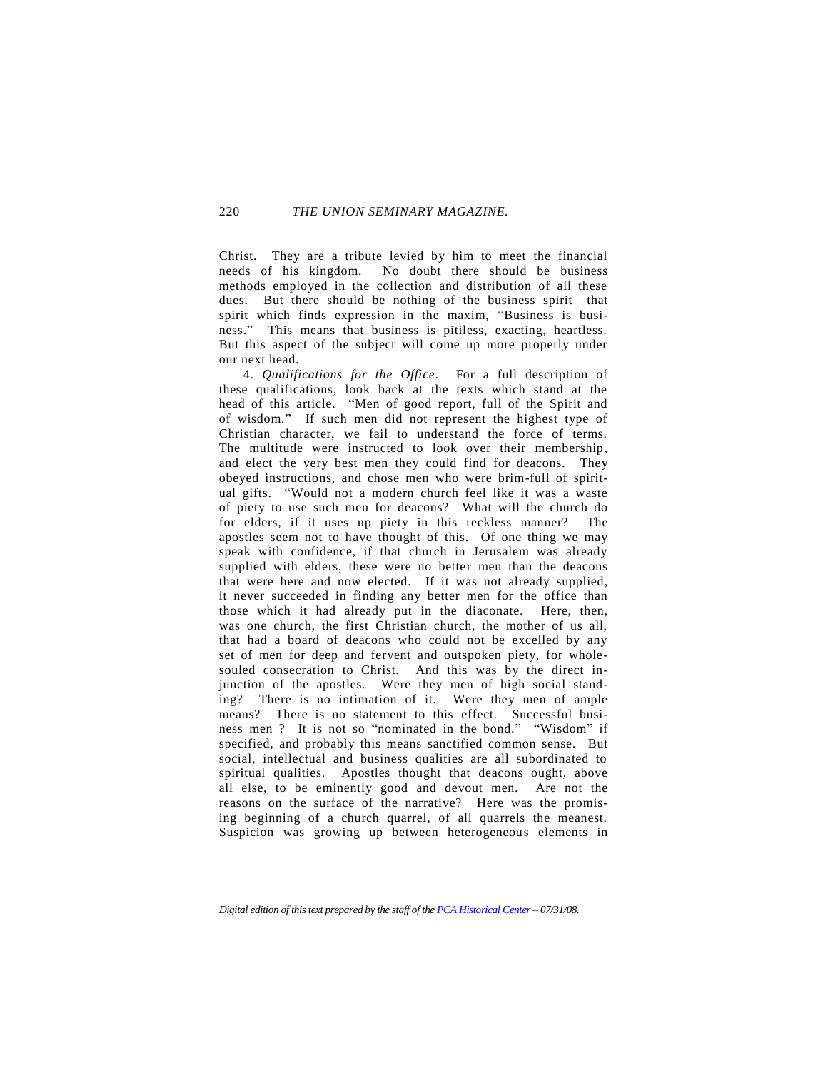Christ. They are a tribute levied by him to meet the financial needs of his kingdom. No doubt there should be business methods employed in the collection and distribution of all these dues. But there should be nothing of the business spirit—that spirit which finds expression in the maxim, "Business is business." This means that business is pitiless, exacting, heartless. But this aspect of the subject will come up more properly under our next head.

4. *Qualifications for the Office*. For a full description of these qualifications, look back at the texts which stand at the head of this article. "Men of good report, full of the Spirit and of wisdom." If such men did not represent the highest type of Christian character, we fail to understand the force of terms. The multitude were instructed to look over their membership, and elect the very best men they could find for deacons. They obeyed instructions, and chose men who were brim-full of spiritual gifts. "Would not a modern church feel like it was a waste of piety to use such men for deacons? What will the church do for elders, if it uses up piety in this reckless manner? The apostles seem not to have thought of this. Of one thing we may speak with confidence, if that church in Jerusalem was already supplied with elders, these were no better men than the deacons that were here and now elected. If it was not already supplied, it never succeeded in finding any better men for the office than those which it had already put in the diaconate. Here, then, was one church, the first Christian church, the mother of us all, that had a board of deacons who could not be excelled by any set of men for deep and fervent and outspoken piety, for whole-souled consecration to Christ. And this was by the direct injunction of the apostles. Were they men of high social standing? There is no intimation of it. Were they men of ample means? There is no statement to this effect. Successful business men ? It is not so "nominated in the bond." "Wisdom" if specified, and probably this means sanctified common sense. But social, intellectual and business qualities are all subordinated to spiritual qualities. Apostles thought that deacons ought, above all else, to be eminently good and devout men. Are not the reasons on the surface of the narrative? Here was the promising beginning of a church quarrel, of all quarrels the meanest. Suspicion was growing up between heterogeneous elements in

*Digital edition of this text prepared by the staff of the PCA Historical Center – 07/31/08.*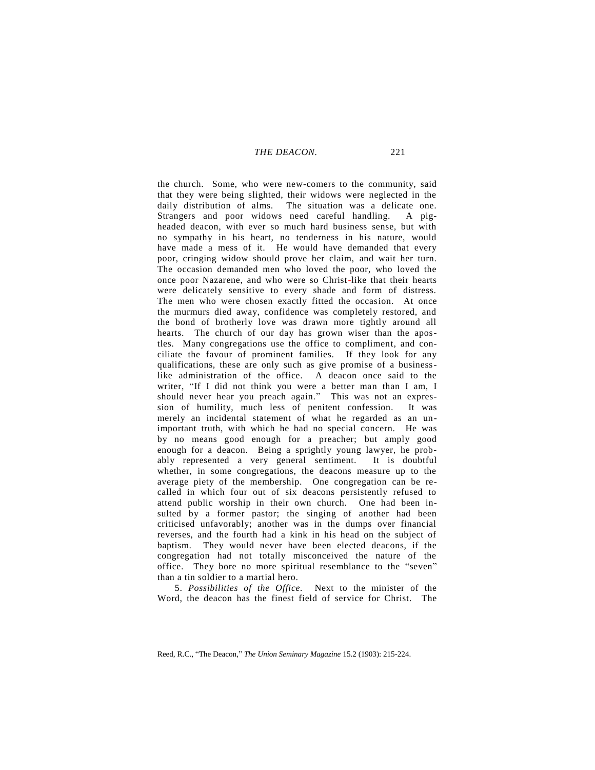the church. Some, who were new-comers to the community, said that they were being slighted, their widows were neglected in the daily distribution of alms. The situation was a delicate one. Strangers and poor widows need careful handling. A pig-headed deacon, with ever so much hard business sense, but with no sympathy in his heart, no tenderness in his nature, would have made a mess of it. He would have demanded that every poor, cringing widow should prove her claim, and wait her turn. The occasion demanded men who loved the poor, who loved the once poor Nazarene, and who were so Christ-like that their hearts were delicately sensitive to every shade and form of distress. The men who were chosen exactly fitted the occasion. At once the murmurs died away, confidence was completely restored, and the bond of brotherly love was drawn more tightly around all hearts. The church of our day has grown wiser than the apostles. Many congregations use the office to compliment, and conciliate the favour of prominent families. If they look for any qualifications, these are only such as give promise of a business-like administration of the office. A deacon once said to the writer, "If I did not think you were a better man than I am, I should never hear you preach again." This was not an expression of humility, much less of penitent confession. It was merely an incidental statement of what he regarded as an unimportant truth, with which he had no special concern. He was by no means good enough for a preacher; but amply good enough for a deacon. Being a sprightly young lawyer, he probably represented a very general sentiment. It is doubtful whether, in some congregations, the deacons measure up to the average piety of the membership. One congregation can be recalled in which four out of six deacons persistently refused to attend public worship in their own church. One had been insulted by a former pastor; the singing of another had been criticised unfavorably; another was in the dumps over financial reverses, and the fourth had a kink in his head on the subject of baptism. They would never have been elected deacons, if the congregation had not totally misconceived the nature of the office. They bore no more spiritual resemblance to the "seven" than a tin soldier to a martial hero.

5. *Possibilities of the Office.* Next to the minister of the Word, the deacon has the finest field of service for Christ. The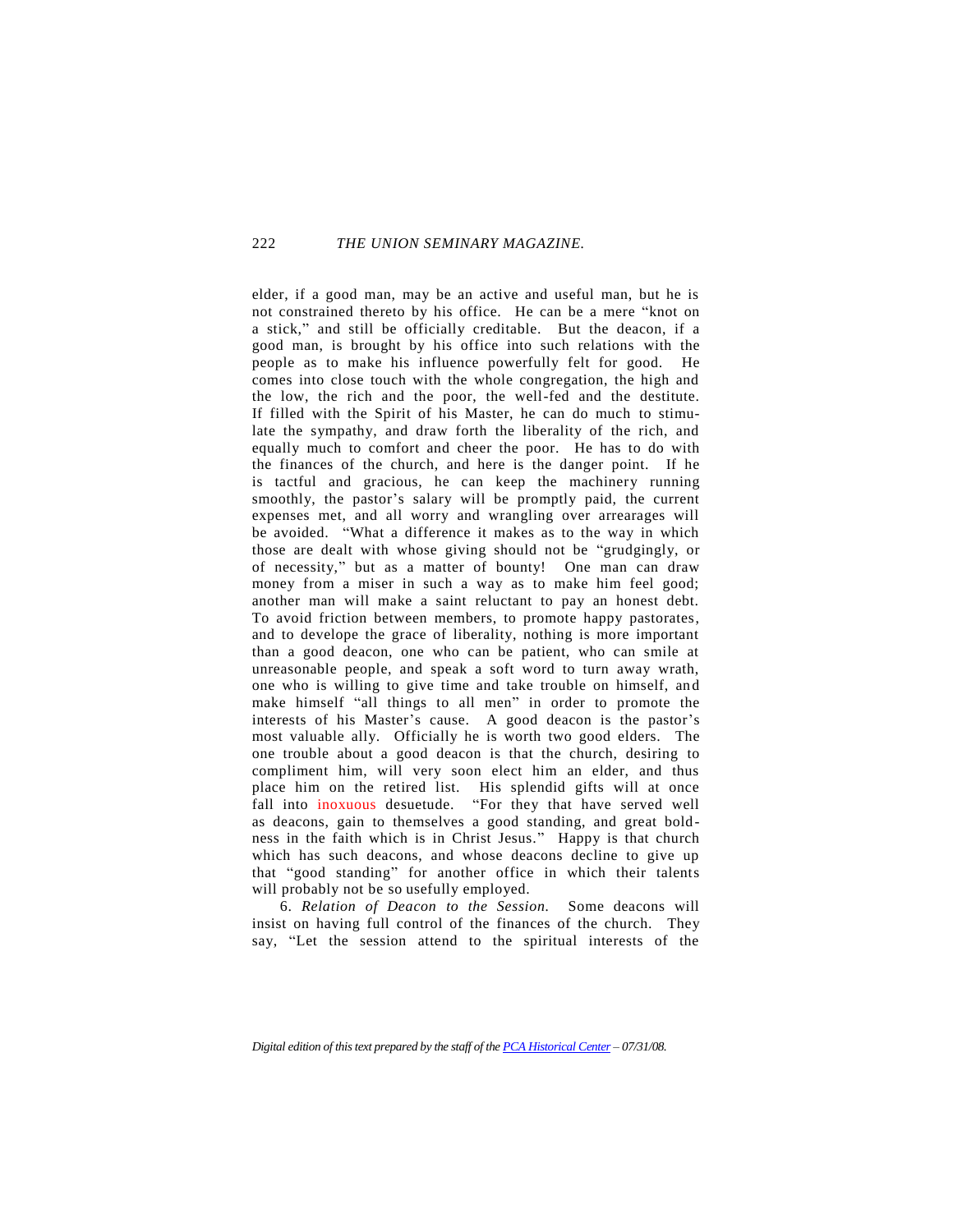elder, if a good man, may be an active and useful man, but he is not constrained thereto by his office. He can be a mere "knot on a stick," and still be officially creditable. But the deacon, if a good man, is brought by his office into such relations with the people as to make his influence powerfully felt for good. He comes into close touch with the whole congregation, the high and the low, the rich and the poor, the well-fed and the destitute. If filled with the Spirit of his Master, he can do much to stimulate the sympathy, and draw forth the liberality of the rich, and equally much to comfort and cheer the poor. He has to do with the finances of the church, and here is the danger point. If he is tactful and gracious, he can keep the machinery running smoothly, the pastor's salary will be promptly paid, the current expenses met, and all worry and wrangling over arrearages will be avoided. "What a difference it makes as to the way in which those are dealt with whose giving should not be "grudgingly, or of necessity," but as a matter of bounty! One man can draw money from a miser in such a way as to make him feel good; another man will make a saint reluctant to pay an honest debt. To avoid friction between members, to promote happy pastorates, and to develope the grace of liberality, nothing is more important than a good deacon, one who can be patient, who can smile at unreasonable people, and speak a soft word to turn away wrath, one who is willing to give time and take trouble on himself, and make himself "all things to all men" in order to promote the interests of his Master's cause. A good deacon is the pastor's most valuable ally. Officially he is worth two good elders. The one trouble about a good deacon is that the church, desiring to compliment him, will very soon elect him an elder, and thus place him on the retired list. His splendid gifts will at once fall into inoxuous desuetude. "For they that have served well as deacons, gain to themselves a good standing, and great boldness in the faith which is in Christ Jesus." Happy is that church which has such deacons, and whose deacons decline to give up that "good standing" for another office in which their talents will probably not be so usefully employed.

6. *Relation of Deacon to the Session.* Some deacons will insist on having full control of the finances of the church. They say, "Let the session attend to the spiritual interests of the

*Digital edition of this text prepared by the staff of the PCA Historical Center – 07/31/08.*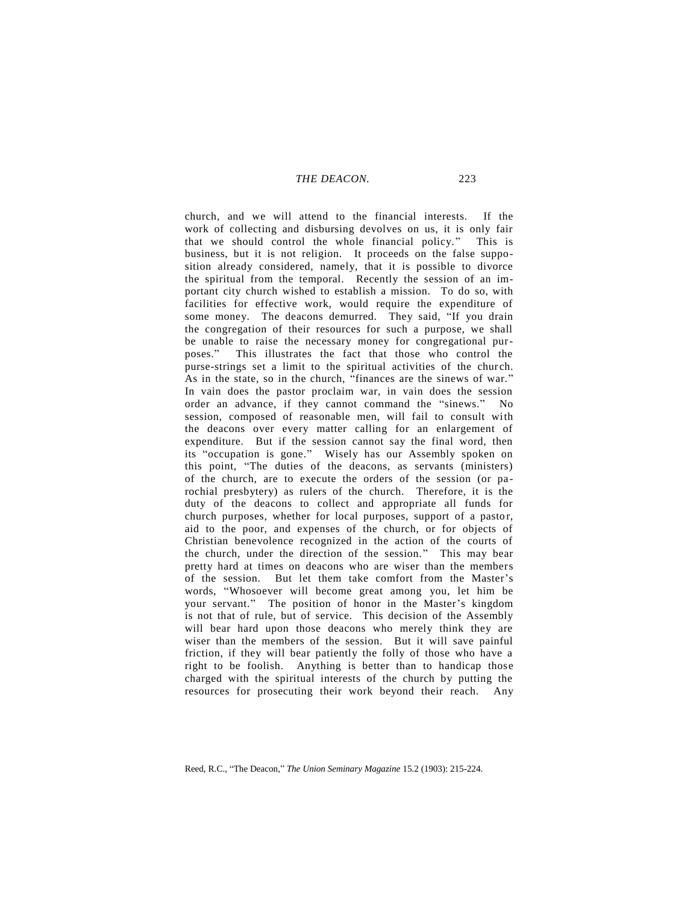church, and we will attend to the financial interests. If the work of collecting and disbursing devolves on us, it is only fair that we should control the whole financial policy." This is business, but it is not religion. It proceeds on the false supposition already considered, namely, that it is possible to divorce the spiritual from the temporal. Recently the session of an important city church wished to establish a mission. To do so, with facilities for effective work, would require the expenditure of some money. The deacons demurred. They said, "If you drain the congregation of their resources for such a purpose, we shall be unable to raise the necessary money for congregational purposes." This illustrates the fact that those who control the purse-strings set a limit to the spiritual activities of the church. As in the state, so in the church, "finances are the sinews of war." In vain does the pastor proclaim war, in vain does the session order an advance, if they cannot command the "sinews." No session, composed of reasonable men, will fail to consult with the deacons over every matter calling for an enlargement of expenditure. But if the session cannot say the final word, then its "occupation is gone." Wisely has our Assembly spoken on this point, "The duties of the deacons, as servants (ministers) of the church, are to execute the orders of the session (or parochial presbytery) as rulers of the church. Therefore, it is the duty of the deacons to collect and appropriate all funds for church purposes, whether for local purposes, support of a pastor, aid to the poor, and expenses of the church, or for objects of Christian benevolence recognized in the action of the courts of the church, under the direction of the session." This may bear pretty hard at times on deacons who are wiser than the members of the session. But let them take comfort from the Master's words, "Whosoever will become great among you, let him be your servant." The position of honor in the Master's kingdom is not that of rule, but of service. This decision of the Assembly will bear hard upon those deacons who merely think they are wiser than the members of the session. But it will save painful friction, if they will bear patiently the folly of those who have a right to be foolish. Anything is better than to handicap those charged with the spiritual interests of the church by putting the resources for prosecuting their work beyond their reach. Any

Reed, R.C., "The Deacon," *The Union Seminary Magazine* 15.2 (1903): 215-224.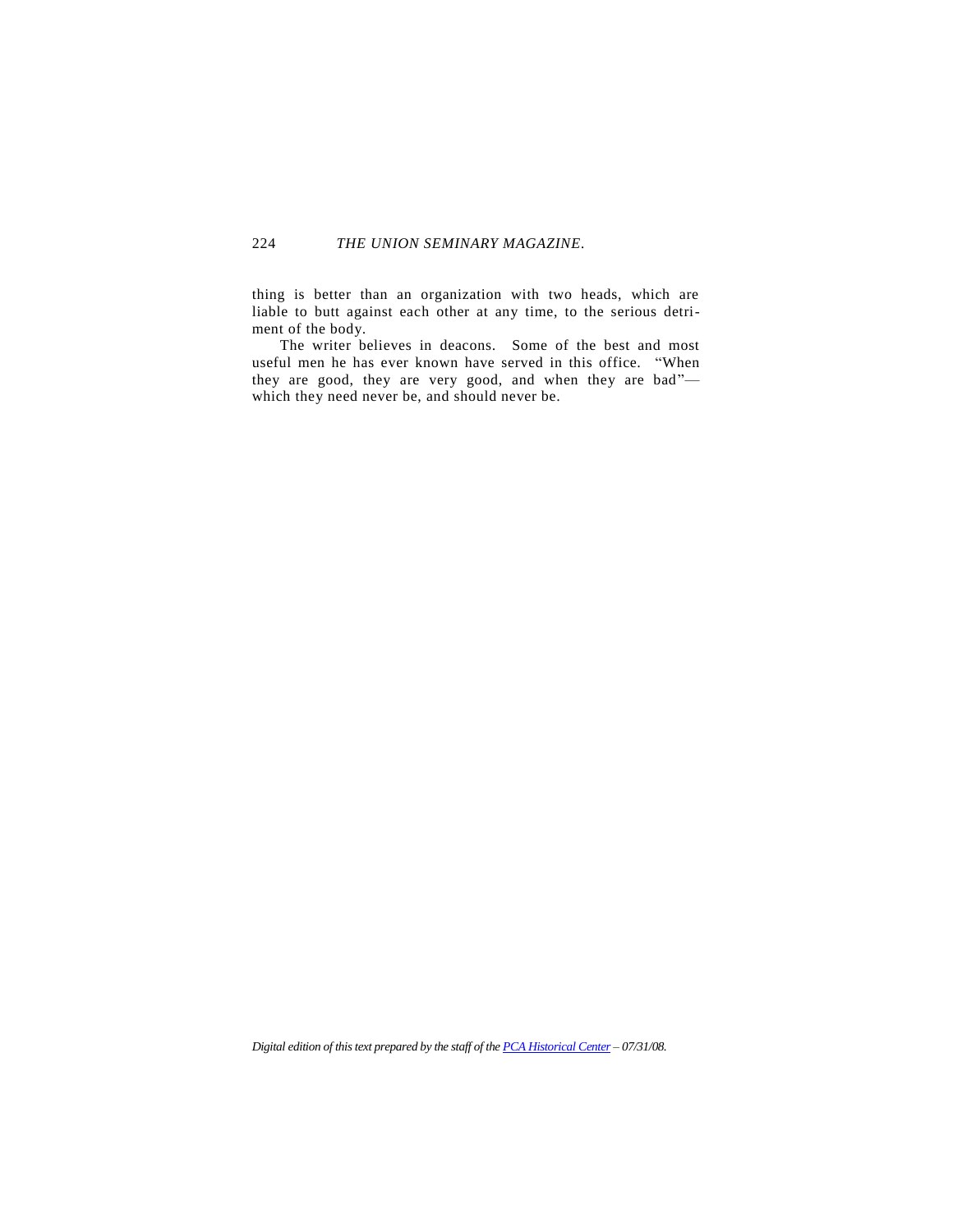thing is better than an organization with two heads, which are liable to butt against each other at any time, to the serious detriment of the body.

The writer believes in deacons. Some of the best and most useful men he has ever known have served in this office. "When they are good, they are very good, and when they are bad"—which they need never be, and should never be.

*Digital edition of this text prepared by the staff of the PCA Historical Center – 07/31/08.*